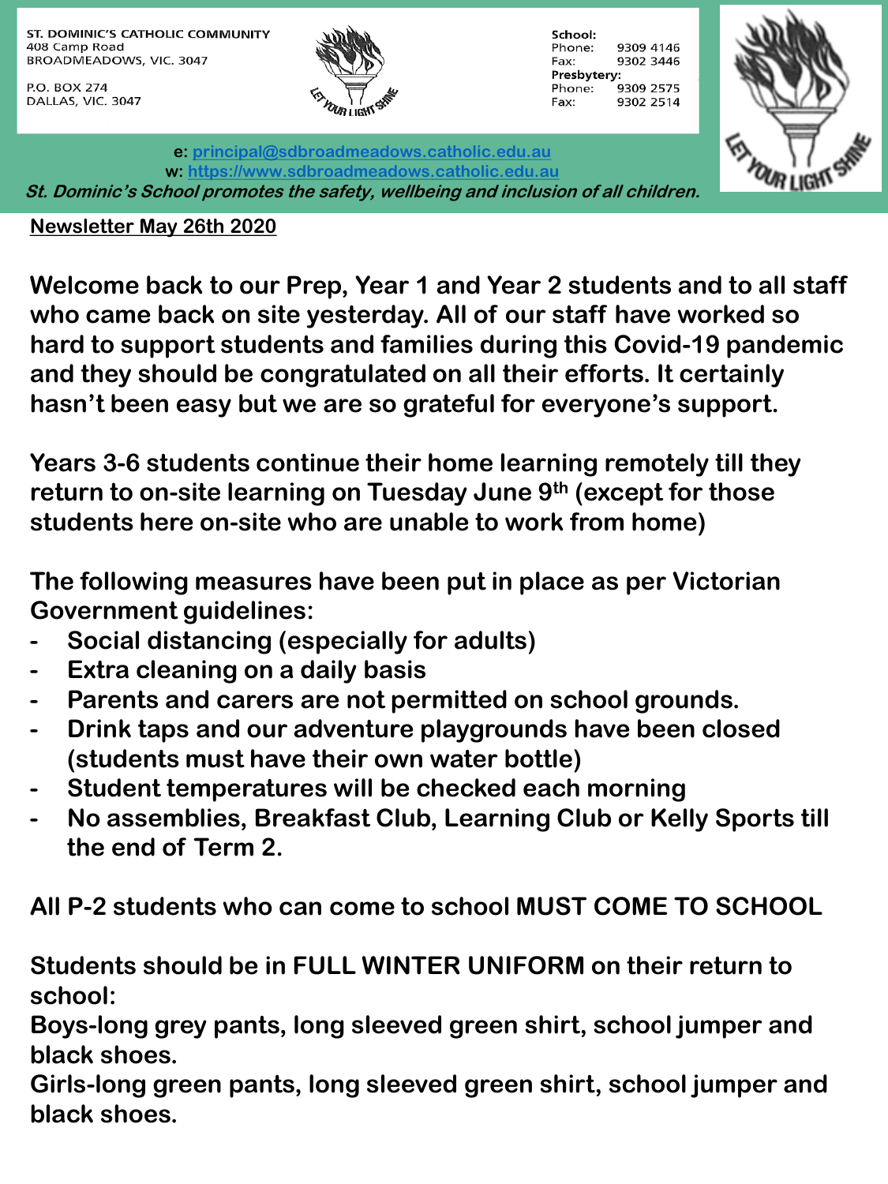ST. DOMINIC'S CATHOLIC COMMUNITY
408 Camp Road
BROADMEADOWS, VIC. 3047

P.O. BOX 274
DALLAS, VIC. 3047

**School:**
Phone: 9309 4146
Fax: 9302 3446
**Presbytery:**
Phone: 9309 2575
Fax: 9302 2514

LET YOUR LIGHT SHINE

**e:** principal@sdbroadmeadows.catholic.edu.au
**w:** https://www.sdbroadmeadows.catholic.edu.au

***St. Dominic's School promotes the safety, wellbeing and inclusion of all children.***

**Newsletter May 26th 2020**

**Welcome back to our Prep, Year 1 and Year 2 students and to all staff who came back on site yesterday. All of our staff have worked so hard to support students and families during this Covid-19 pandemic and they should be congratulated on all their efforts. It certainly hasn't been easy but we are so grateful for everyone's support.**

**Years 3-6 students continue their home learning remotely till they return to on-site learning on Tuesday June 9th (except for those students here on-site who are unable to work from home)**

**The following measures have been put in place as per Victorian Government guidelines:**

- **Social distancing (especially for adults)**
- **Extra cleaning on a daily basis**
- **Parents and carers are not permitted on school grounds.**
- **Drink taps and our adventure playgrounds have been closed (students must have their own water bottle)**
- **Student temperatures will be checked each morning**
- **No assemblies, Breakfast Club, Learning Club or Kelly Sports till the end of Term 2.**

**All P-2 students who can come to school MUST COME TO SCHOOL**

**Students should be in FULL WINTER UNIFORM on their return to school:**
**Boys-long grey pants, long sleeved green shirt, school jumper and black shoes.**
**Girls-long green pants, long sleeved green shirt, school jumper and black shoes.**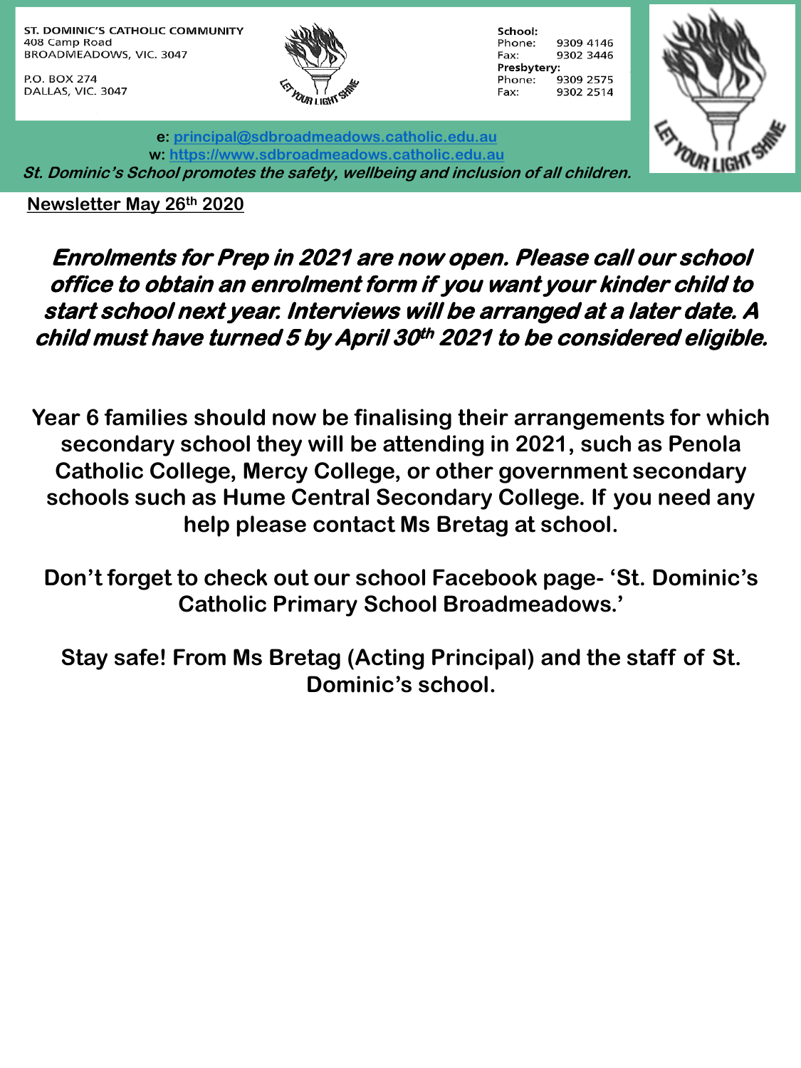ST. DOMINIC'S CATHOLIC COMMUNITY
408 Camp Road
BROADMEADOWS, VIC. 3047

P.O. BOX 274
DALLAS, VIC. 3047

**School:**
Phone: 9309 4146
Fax: 9302 3446
**Presbytery:**
Phone: 9309 2575
Fax: 9302 2514

**e: principal@sdbroadmeadows.catholic.edu.au**
**w: https://www.sdbroadmeadows.catholic.edu.au**
***St. Dominic's School promotes the safety, wellbeing and inclusion of all children.***

**Newsletter May 26th 2020**

***Enrolments for Prep in 2021 are now open. Please call our school office to obtain an enrolment form if you want your kinder child to start school next year. Interviews will be arranged at a later date. A child must have turned 5 by April 30th 2021 to be considered eligible.***

**Year 6 families should now be finalising their arrangements for which secondary school they will be attending in 2021, such as Penola Catholic College, Mercy College, or other government secondary schools such as Hume Central Secondary College. If you need any help please contact Ms Bretag at school.**

**Don't forget to check out our school Facebook page- 'St. Dominic's Catholic Primary School Broadmeadows.'**

**Stay safe! From Ms Bretag (Acting Principal) and the staff of St. Dominic's school.**